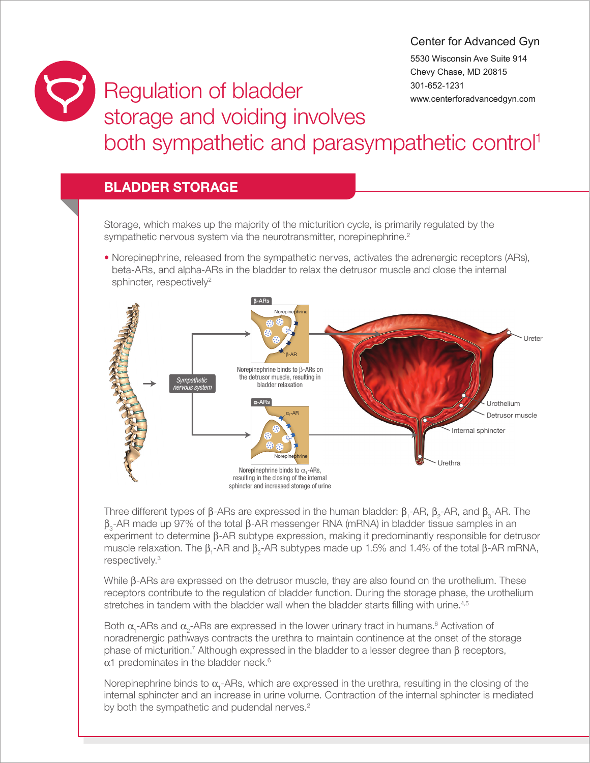Center for Advanced Gyn
5530 Wisconsin Ave Suite 914
Chevy Chase, MD 20815
301-652-1231
www.centerforadvancedgyn.com

# Regulation of bladder storage and voiding involves both sympathetic and parasympathetic control[1]

## BLADDER STORAGE

Storage, which makes up the majority of the micturition cycle, is primarily regulated by the sympathetic nervous system via the neurotransmitter, norepinephrine.[2]

- Norepinephrine, released from the sympathetic nerves, activates the adrenergic receptors (ARs), beta-ARs, and alpha-ARs in the bladder to relax the detrusor muscle and close the internal sphincter, respectively[2]

β-ARs

Norepinephrine binds to β-ARs on the detrusor muscle, resulting in bladder relaxation

α-ARs

Norepinephrine binds to $\alpha_1$-ARs, resulting in the closing of the internal sphincter and increased storage of urine

Three different types of β-ARs are expressed in the human bladder: $\beta_1$-AR, $\beta_2$-AR, and $\beta_3$-AR. The $\beta_3$-AR made up 97% of the total β-AR messenger RNA (mRNA) in bladder tissue samples in an experiment to determine β-AR subtype expression, making it predominantly responsible for detrusor muscle relaxation. The $\beta_1$-AR and $\beta_2$-AR subtypes made up 1.5% and 1.4% of the total β-AR mRNA, respectively.[3]

While β-ARs are expressed on the detrusor muscle, they are also found on the urothelium. These receptors contribute to the regulation of bladder function. During the storage phase, the urothelium stretches in tandem with the bladder wall when the bladder starts filling with urine.[4,5]

Both $\alpha_1$-ARs and $\alpha_2$-ARs are expressed in the lower urinary tract in humans.[6] Activation of noradrenergic pathways contracts the urethra to maintain continence at the onset of the storage phase of micturition.[7] Although expressed in the bladder to a lesser degree than β receptors, α1 predominates in the bladder neck.[6]

Norepinephrine binds to $\alpha_1$-ARs, which are expressed in the urethra, resulting in the closing of the internal sphincter and an increase in urine volume. Contraction of the internal sphincter is mediated by both the sympathetic and pudendal nerves.[2]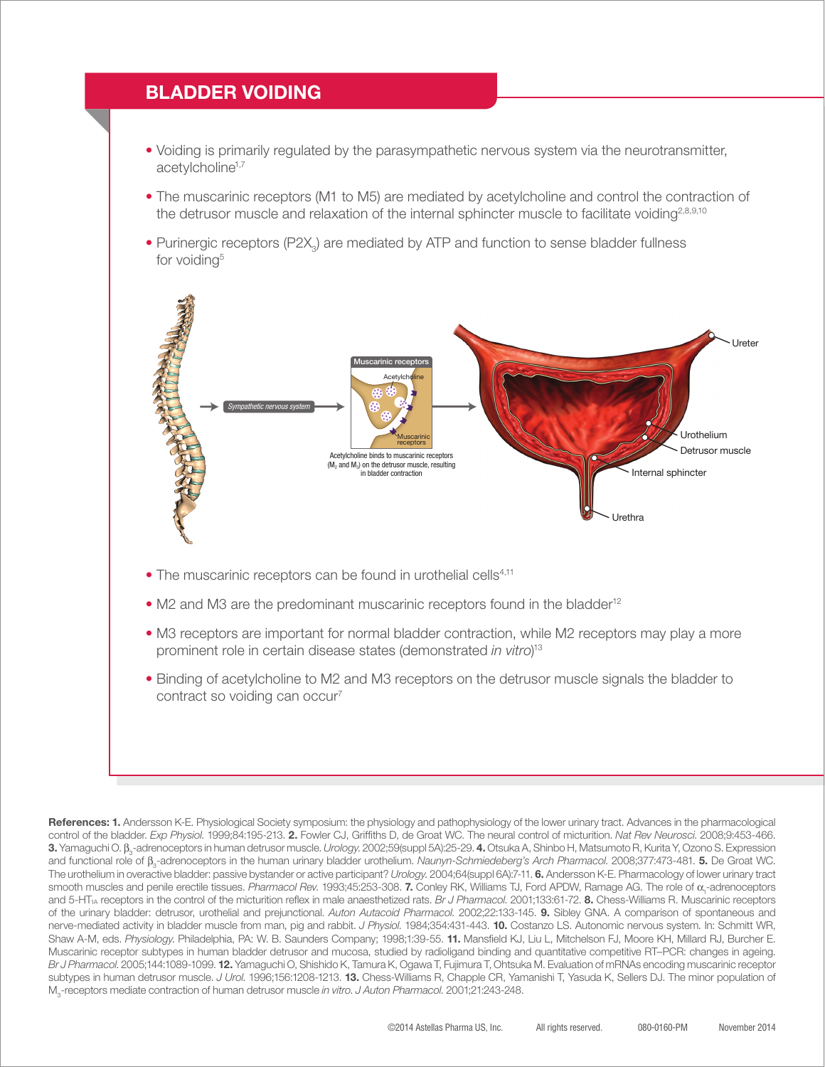## BLADDER VOIDING

- Voiding is primarily regulated by the parasympathetic nervous system via the neurotransmitter, acetylcholine[1,7]
- The muscarinic receptors (M1 to M5) are mediated by acetylcholine and control the contraction of the detrusor muscle and relaxation of the internal sphincter muscle to facilitate voiding[2,8,9,10]
- Purinergic receptors ($P2X_3$) are mediated by ATP and function to sense bladder fullness for voiding[5]

Sympathetic nervous system

Muscarinic receptors

Acetylcholine

Muscarinic receptors

Acetylcholine binds to muscarinic receptors ($M_2$ and $M_3$) on the detrusor muscle, resulting in bladder contraction

Ureter

Urothelium

Detrusor muscle

Internal sphincter

Urethra

- The muscarinic receptors can be found in urothelial cells[4,11]
- M2 and M3 are the predominant muscarinic receptors found in the bladder[12]
- M3 receptors are important for normal bladder contraction, while M2 receptors may play a more prominent role in certain disease states (demonstrated *in vitro*)[13]
- Binding of acetylcholine to M2 and M3 receptors on the detrusor muscle signals the bladder to contract so voiding can occur[7]

**References:** **1.** Andersson K-E. Physiological Society symposium: the physiology and pathophysiology of the lower urinary tract. Advances in the pharmacological control of the bladder. *Exp Physiol.* 1999;84:195-213. **2.** Fowler CJ, Griffiths D, de Groat WC. The neural control of micturition. *Nat Rev Neurosci.* 2008;9:453-466. **3.** Yamaguchi O. $\beta_3$-adrenoceptors in human detrusor muscle. *Urology.* 2002;59(suppl 5A):25-29. **4.** Otsuka A, Shinbo H, Matsumoto R, Kurita Y, Ozono S. Expression and functional role of $\beta_3$-adrenoceptors in the human urinary bladder urothelium. *Naunyn-Schmiedeberg's Arch Pharmacol.* 2008;377:473-481. **5.** De Groat WC. The urothelium in overactive bladder: passive bystander or active participant? *Urology.* 2004;64(suppl 6A):7-11. **6.** Andersson K-E. Pharmacology of lower urinary tract smooth muscles and penile erectile tissues. *Pharmacol Rev.* 1993;45:253-308. **7.** Conley RK, Williams TJ, Ford APDW, Ramage AG. The role of $\alpha_1$-adrenoceptors and 5-$HT_{1A}$ receptors in the control of the micturition reflex in male anaesthetized rats. *Br J Pharmacol.* 2001;133:61-72. **8.** Chess-Williams R. Muscarinic receptors of the urinary bladder: detrusor, urothelial and prejunctional. *Auton Autacoid Pharmacol.* 2002;22:133-145. **9.** Sibley GNA. A comparison of spontaneous and nerve-mediated activity in bladder muscle from man, pig and rabbit. *J Physiol.* 1984;354:431-443. **10.** Costanzo LS. Autonomic nervous system. In: Schmitt WR, Shaw A-M, eds. *Physiology.* Philadelphia, PA: W. B. Saunders Company; 1998;1:39-55. **11.** Mansfield KJ, Liu L, Mitchelson FJ, Moore KH, Millard RJ, Burcher E. Muscarinic receptor subtypes in human bladder detrusor and mucosa, studied by radioligand binding and quantitative competitive RT–PCR: changes in ageing. *Br J Pharmacol.* 2005;144:1089-1099. **12.** Yamaguchi O, Shishido K, Tamura K, Ogawa T, Fujimura T, Ohtsuka M. Evaluation of mRNAs encoding muscarinic receptor subtypes in human detrusor muscle. *J Urol.* 1996;156:1208-1213. **13.** Chess-Williams R, Chapple CR, Yamanishi T, Yasuda K, Sellers DJ. The minor population of $M_3$-receptors mediate contraction of human detrusor muscle *in vitro*. *J Auton Pharmacol.* 2001;21:243-248.

©2014 Astellas Pharma US, Inc. All rights reserved. 080-0160-PM November 2014